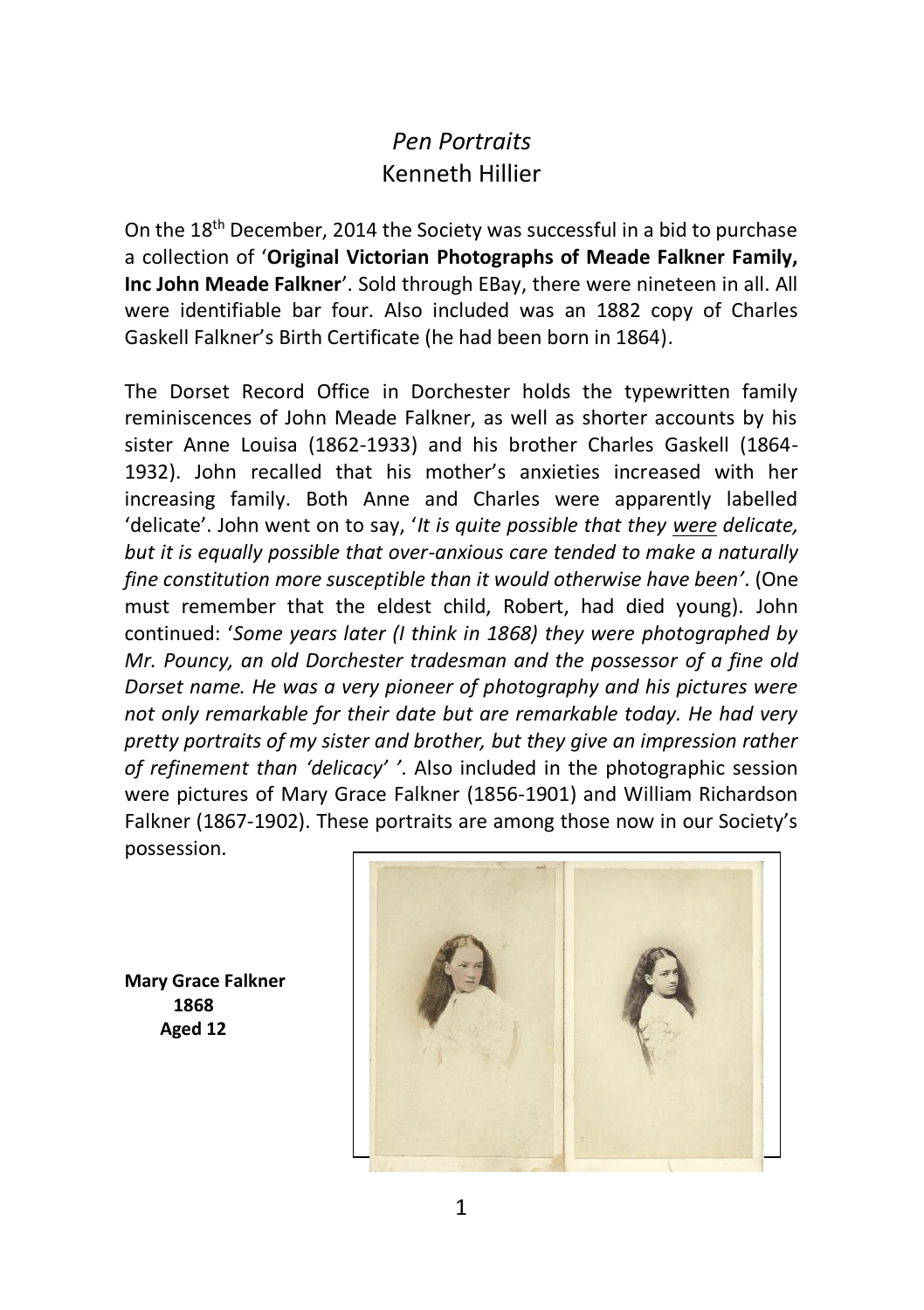# *Pen Portraits*
## Kenneth Hillier

On the 18th December, 2014 the Society was successful in a bid to purchase a collection of '**Original Victorian Photographs of Meade Falkner Family, Inc John Meade Falkner**'. Sold through EBay, there were nineteen in all. All were identifiable bar four. Also included was an 1882 copy of Charles Gaskell Falkner's Birth Certificate (he had been born in 1864).

The Dorset Record Office in Dorchester holds the typewritten family reminiscences of John Meade Falkner, as well as shorter accounts by his sister Anne Louisa (1862-1933) and his brother Charles Gaskell (1864-1932). John recalled that his mother's anxieties increased with her increasing family. Both Anne and Charles were apparently labelled 'delicate'. John went on to say, '*It is quite possible that they <u>were</u> delicate, but it is equally possible that over-anxious care tended to make a naturally fine constitution more susceptible than it would otherwise have been*'. (One must remember that the eldest child, Robert, had died young). John continued: '*Some years later (I think in 1868) they were photographed by Mr. Pouncy, an old Dorchester tradesman and the possessor of a fine old Dorset name. He was a very pioneer of photography and his pictures were not only remarkable for their date but are remarkable today. He had very pretty portraits of my sister and brother, but they give an impression rather of refinement than 'delicacy'* '. Also included in the photographic session were pictures of Mary Grace Falkner (1856-1901) and William Richardson Falkner (1867-1902). These portraits are among those now in our Society's possession.

**Mary Grace Falkner**
**1868**
**Aged 12**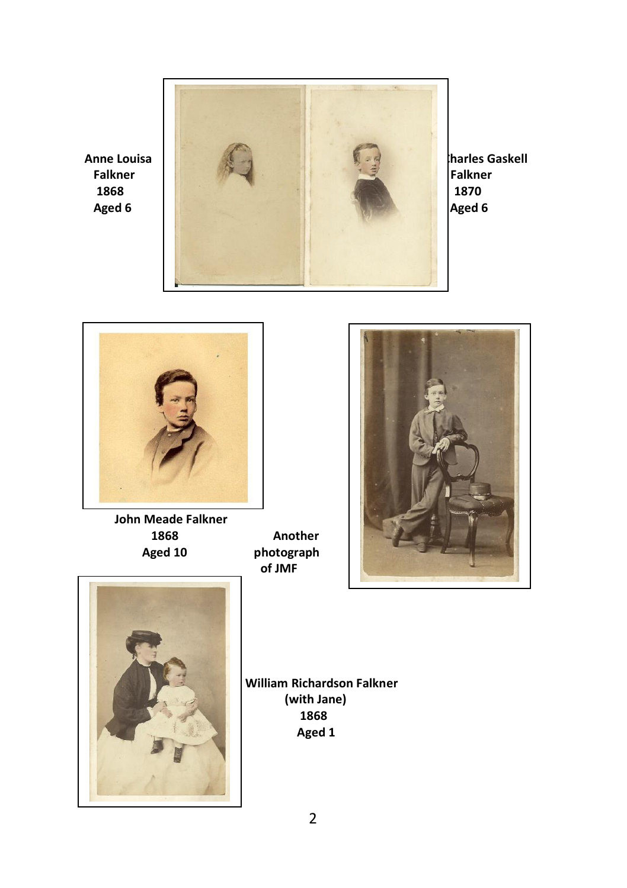Anne Louisa Falkner
1868
Aged 6

Charles Gaskell Falkner
1870
Aged 6

John Meade Falkner
1868
Aged 10

Another photograph of JMF

William Richardson Falkner
(with Jane)
1868
Aged 1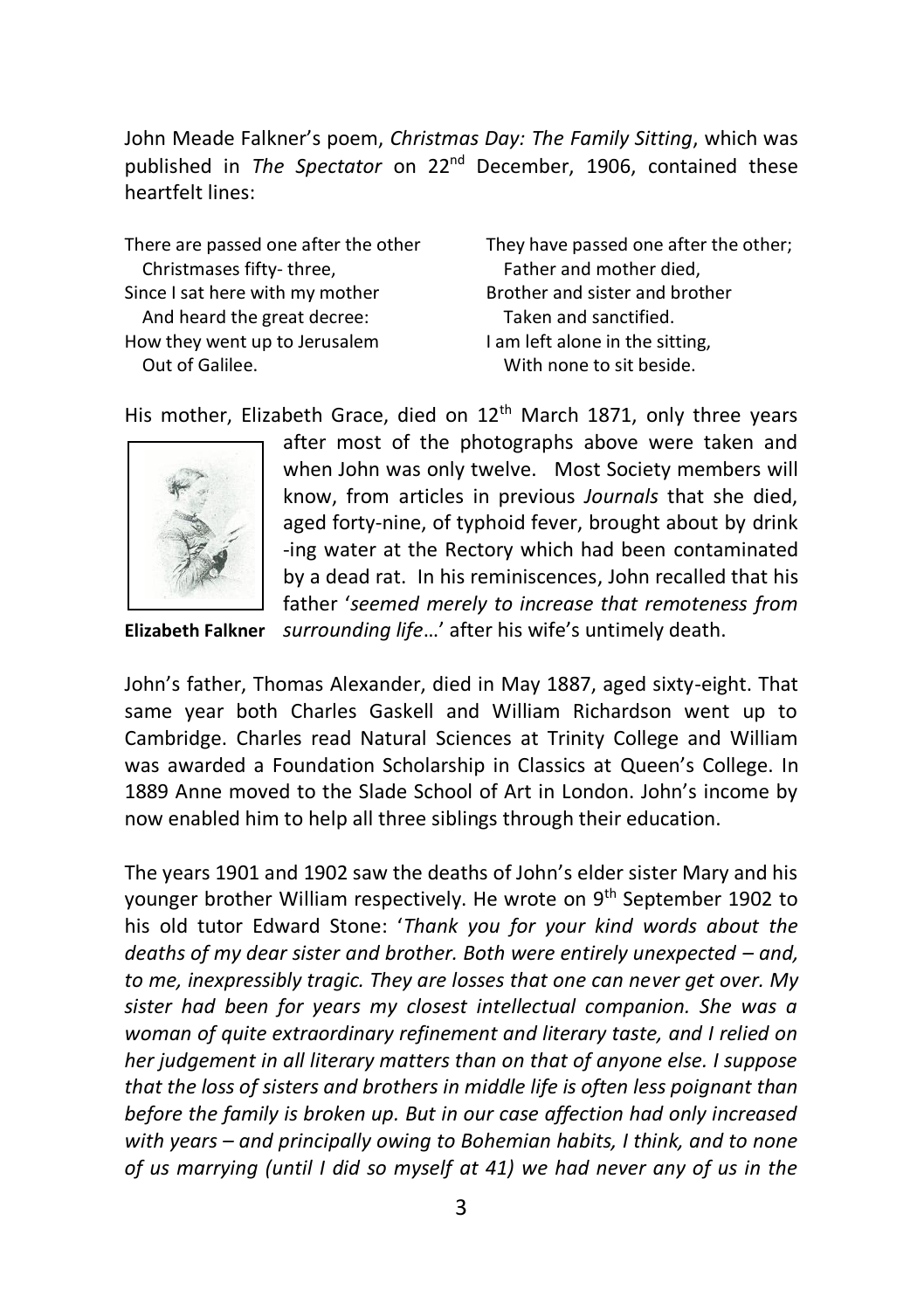John Meade Falkner's poem, *Christmas Day: The Family Sitting*, which was published in *The Spectator* on 22nd December, 1906, contained these heartfelt lines:

There are passed one after the other
  Christmases fifty- three,
Since I sat here with my mother
  And heard the great decree:
How they went up to Jerusalem
  Out of Galilee.

They have passed one after the other;
  Father and mother died,
Brother and sister and brother
  Taken and sanctified.
I am left alone in the sitting,
  With none to sit beside.

His mother, Elizabeth Grace, died on 12th March 1871, only three years after most of the photographs above were taken and when John was only twelve. Most Society members will know, from articles in previous *Journals* that she died, aged forty-nine, of typhoid fever, brought about by drinking water at the Rectory which had been contaminated by a dead rat. In his reminiscences, John recalled that his father '*seemed merely to increase that remoteness from surrounding life*…' after his wife's untimely death.

**Elizabeth Falkner**

John's father, Thomas Alexander, died in May 1887, aged sixty-eight. That same year both Charles Gaskell and William Richardson went up to Cambridge. Charles read Natural Sciences at Trinity College and William was awarded a Foundation Scholarship in Classics at Queen's College. In 1889 Anne moved to the Slade School of Art in London. John's income by now enabled him to help all three siblings through their education.

The years 1901 and 1902 saw the deaths of John's elder sister Mary and his younger brother William respectively. He wrote on 9th September 1902 to his old tutor Edward Stone: '*Thank you for your kind words about the deaths of my dear sister and brother. Both were entirely unexpected – and, to me, inexpressibly tragic. They are losses that one can never get over. My sister had been for years my closest intellectual companion. She was a woman of quite extraordinary refinement and literary taste, and I relied on her judgement in all literary matters than on that of anyone else. I suppose that the loss of sisters and brothers in middle life is often less poignant than before the family is broken up. But in our case affection had only increased with years – and principally owing to Bohemian habits, I think, and to none of us marrying (until I did so myself at 41) we had never any of us in the*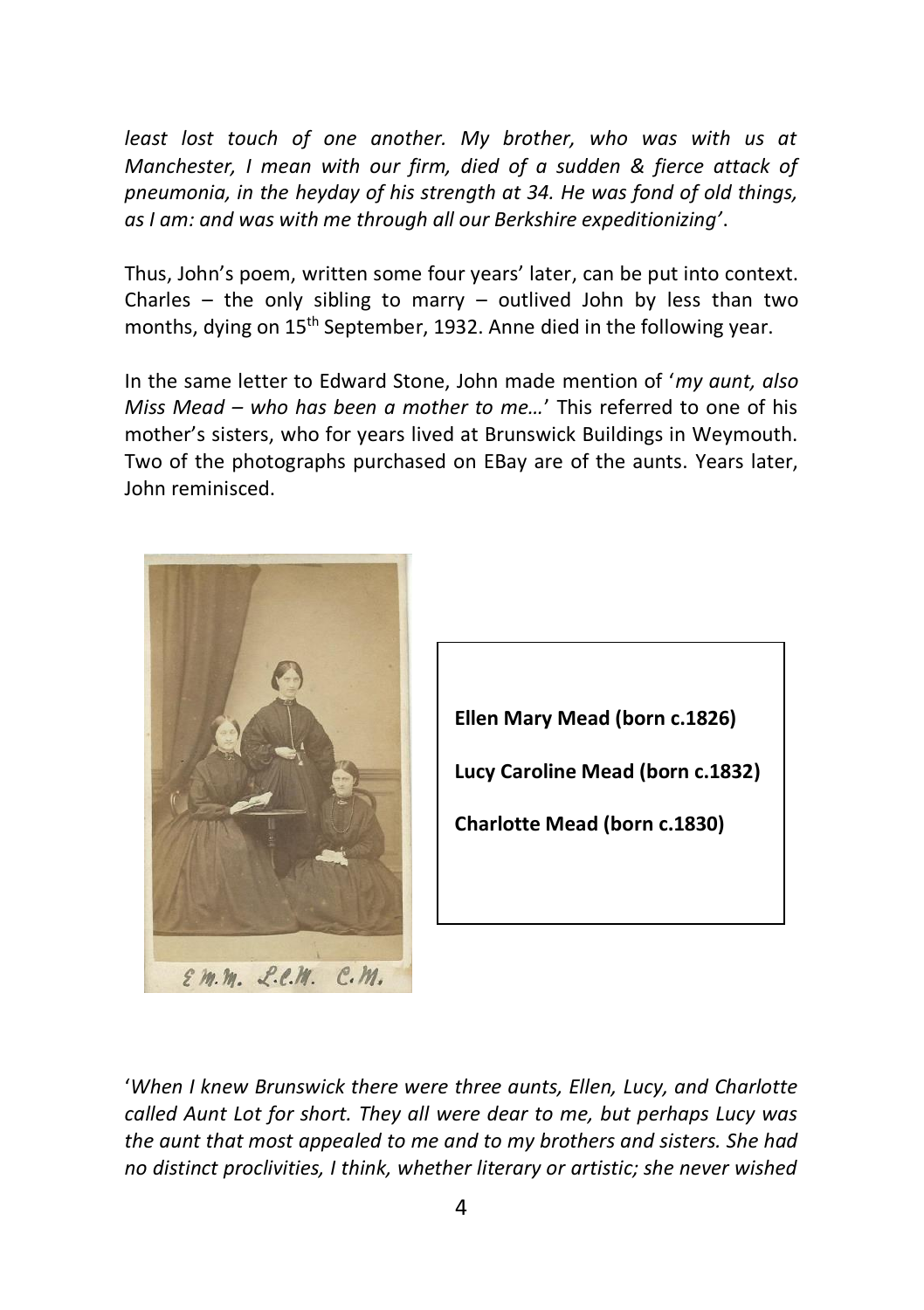*least lost touch of one another. My brother, who was with us at Manchester, I mean with our firm, died of a sudden & fierce attack of pneumonia, in the heyday of his strength at 34. He was fond of old things, as I am: and was with me through all our Berkshire expeditionizing'*.

Thus, John's poem, written some four years' later, can be put into context. Charles – the only sibling to marry – outlived John by less than two months, dying on 15th September, 1932. Anne died in the following year.

In the same letter to Edward Stone, John made mention of '*my aunt, also Miss Mead – who has been a mother to me…*' This referred to one of his mother's sisters, who for years lived at Brunswick Buildings in Weymouth. Two of the photographs purchased on EBay are of the aunts. Years later, John reminisced.

E.M.M. L.C.M. C.M.

**Ellen Mary Mead (born c.1826)**

**Lucy Caroline Mead (born c.1832)**

**Charlotte Mead (born c.1830)**

'*When I knew Brunswick there were three aunts, Ellen, Lucy, and Charlotte called Aunt Lot for short. They all were dear to me, but perhaps Lucy was the aunt that most appealed to me and to my brothers and sisters. She had no distinct proclivities, I think, whether literary or artistic; she never wished*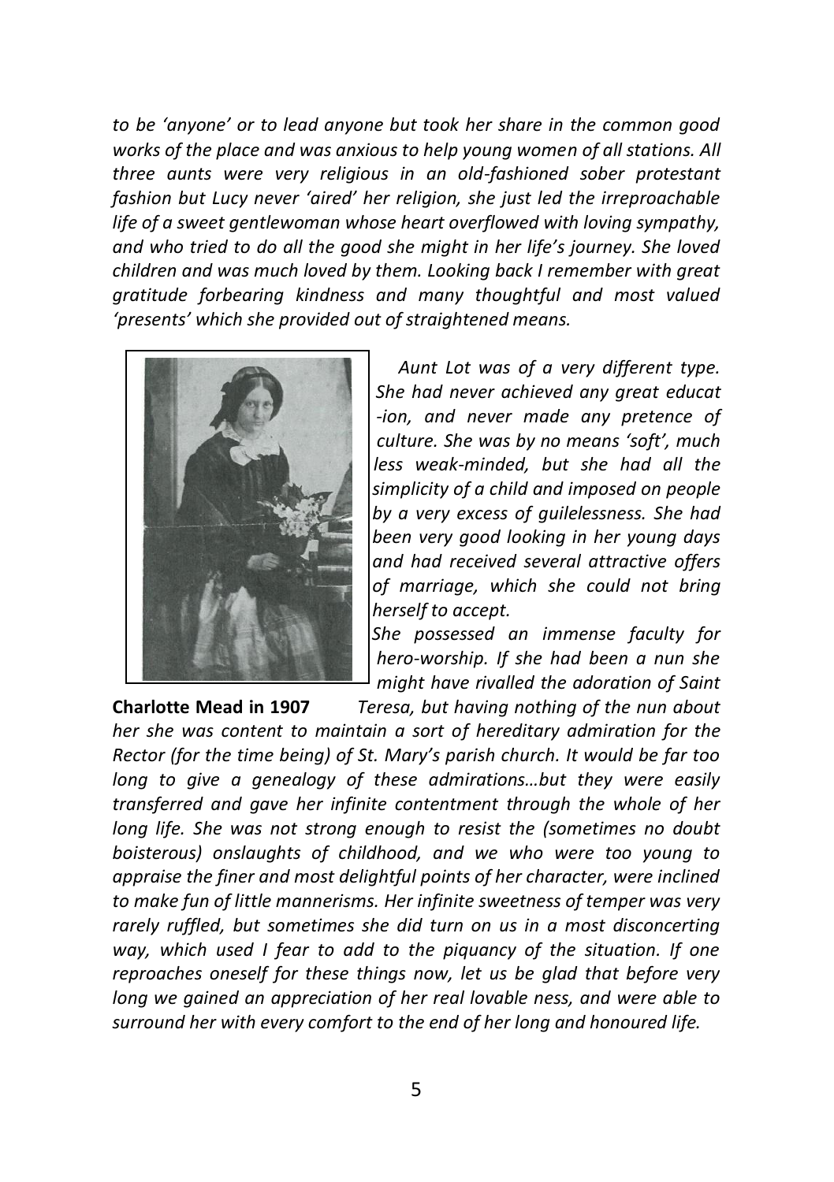*to be 'anyone' or to lead anyone but took her share in the common good works of the place and was anxious to help young women of all stations. All three aunts were very religious in an old-fashioned sober protestant fashion but Lucy never 'aired' her religion, she just led the irreproachable life of a sweet gentlewoman whose heart overflowed with loving sympathy, and who tried to do all the good she might in her life's journey. She loved children and was much loved by them. Looking back I remember with great gratitude forbearing kindness and many thoughtful and most valued 'presents' which she provided out of straightened means.*

**Charlotte Mead in 1907**

*Aunt Lot was of a very different type. She had never achieved any great educat -ion, and never made any pretence of culture. She was by no means 'soft', much less weak-minded, but she had all the simplicity of a child and imposed on people by a very excess of guilelessness. She had been very good looking in her young days and had received several attractive offers of marriage, which she could not bring herself to accept.*

*She possessed an immense faculty for hero-worship. If she had been a nun she might have rivalled the adoration of Saint Teresa, but having nothing of the nun about her she was content to maintain a sort of hereditary admiration for the Rector (for the time being) of St. Mary's parish church. It would be far too long to give a genealogy of these admirations…but they were easily transferred and gave her infinite contentment through the whole of her long life. She was not strong enough to resist the (sometimes no doubt boisterous) onslaughts of childhood, and we who were too young to appraise the finer and most delightful points of her character, were inclined to make fun of little mannerisms. Her infinite sweetness of temper was very rarely ruffled, but sometimes she did turn on us in a most disconcerting way, which used I fear to add to the piquancy of the situation. If one reproaches oneself for these things now, let us be glad that before very long we gained an appreciation of her real lovable ness, and were able to surround her with every comfort to the end of her long and honoured life.*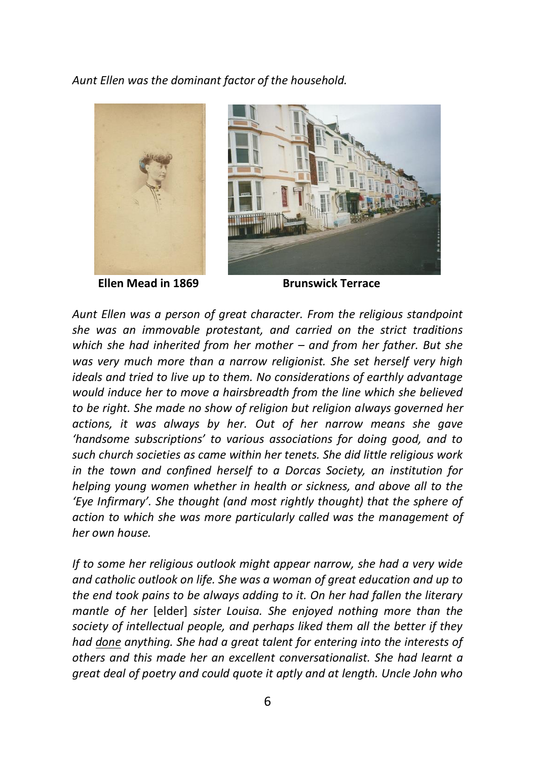*Aunt Ellen was the dominant factor of the household.*

**Ellen Mead in 1869** **Brunswick Terrace**

*Aunt Ellen was a person of great character. From the religious standpoint she was an immovable protestant, and carried on the strict traditions which she had inherited from her mother – and from her father. But she was very much more than a narrow religionist. She set herself very high ideals and tried to live up to them. No considerations of earthly advantage would induce her to move a hairsbreadth from the line which she believed to be right. She made no show of religion but religion always governed her actions, it was always by her. Out of her narrow means she gave 'handsome subscriptions' to various associations for doing good, and to such church societies as came within her tenets. She did little religious work in the town and confined herself to a Dorcas Society, an institution for helping young women whether in health or sickness, and above all to the 'Eye Infirmary'. She thought (and most rightly thought) that the sphere of action to which she was more particularly called was the management of her own house.*

*If to some her religious outlook might appear narrow, she had a very wide and catholic outlook on life. She was a woman of great education and up to the end took pains to be always adding to it. On her had fallen the literary mantle of her* [elder] *sister Louisa. She enjoyed nothing more than the society of intellectual people, and perhaps liked them all the better if they had <u>done</u> anything. She had a great talent for entering into the interests of others and this made her an excellent conversationalist. She had learnt a great deal of poetry and could quote it aptly and at length. Uncle John who*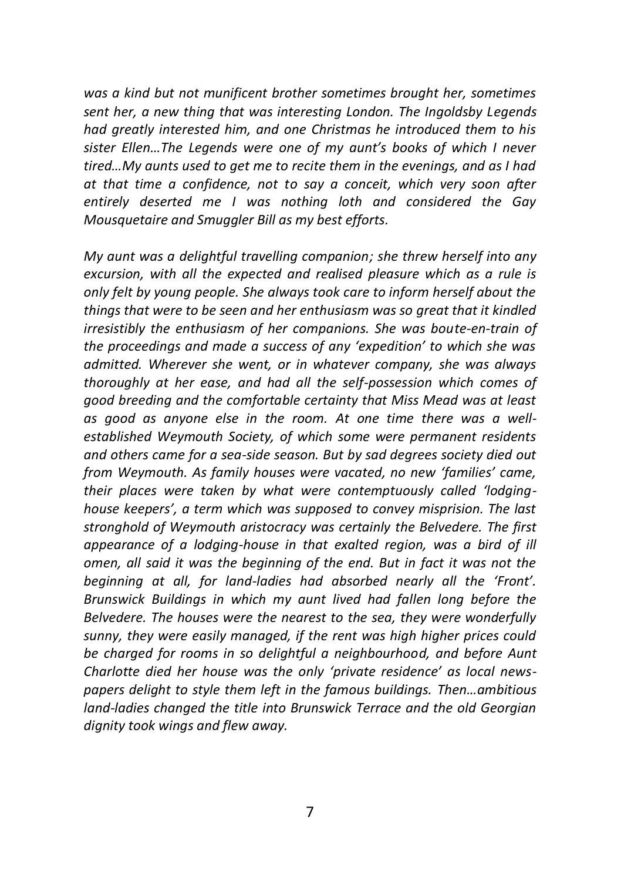*was a kind but not munificent brother sometimes brought her, sometimes sent her, a new thing that was interesting London. The Ingoldsby Legends had greatly interested him, and one Christmas he introduced them to his sister Ellen…The Legends were one of my aunt's books of which I never tired…My aunts used to get me to recite them in the evenings, and as I had at that time a confidence, not to say a conceit, which very soon after entirely deserted me I was nothing loth and considered the Gay Mousquetaire and Smuggler Bill as my best efforts.*

*My aunt was a delightful travelling companion; she threw herself into any excursion, with all the expected and realised pleasure which as a rule is only felt by young people. She always took care to inform herself about the things that were to be seen and her enthusiasm was so great that it kindled irresistibly the enthusiasm of her companions. She was boute-en-train of the proceedings and made a success of any 'expedition' to which she was admitted. Wherever she went, or in whatever company, she was always thoroughly at her ease, and had all the self-possession which comes of good breeding and the comfortable certainty that Miss Mead was at least as good as anyone else in the room. At one time there was a well-established Weymouth Society, of which some were permanent residents and others came for a sea-side season. But by sad degrees society died out from Weymouth. As family houses were vacated, no new 'families' came, their places were taken by what were contemptuously called 'lodging-house keepers', a term which was supposed to convey misprision. The last stronghold of Weymouth aristocracy was certainly the Belvedere. The first appearance of a lodging-house in that exalted region, was a bird of ill omen, all said it was the beginning of the end. But in fact it was not the beginning at all, for land-ladies had absorbed nearly all the 'Front'. Brunswick Buildings in which my aunt lived had fallen long before the Belvedere. The houses were the nearest to the sea, they were wonderfully sunny, they were easily managed, if the rent was high higher prices could be charged for rooms in so delightful a neighbourhood, and before Aunt Charlotte died her house was the only 'private residence' as local news-papers delight to style them left in the famous buildings. Then…ambitious land-ladies changed the title into Brunswick Terrace and the old Georgian dignity took wings and flew away.*